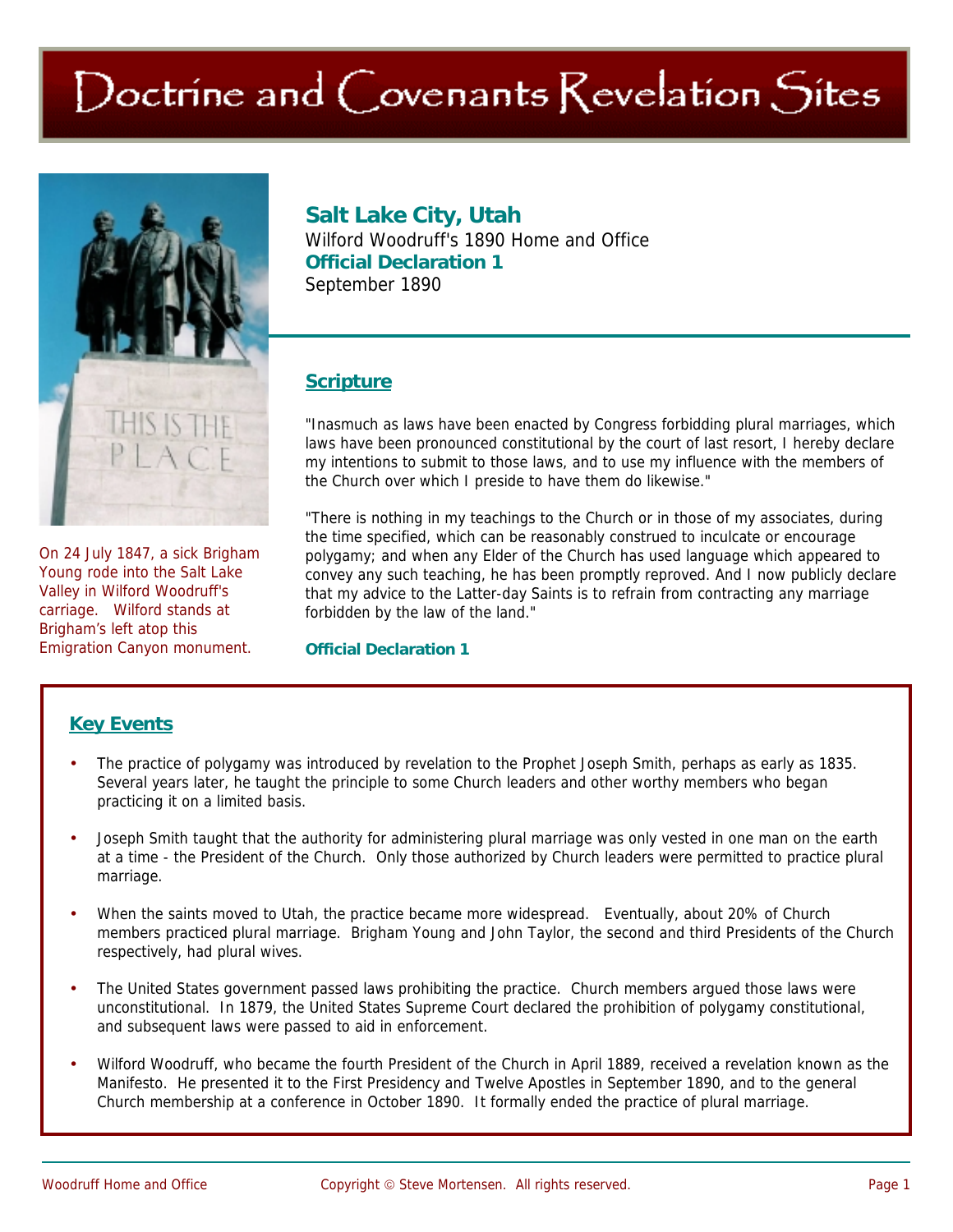# Doctrine and Covenants Revelation Sites

On 24 July 1847, a sick Brigham Young rode into the Salt Lake Valley in Wilford Woodruff's carriage. Wilford stands at Brigham's left atop this Emigration Canyon monument.

## Salt Lake City, Utah

Wilford Woodruff's 1890 Home and Office

**Official Declaration 1**

September 1890

### Scripture

"Inasmuch as laws have been enacted by Congress forbidding plural marriages, which laws have been pronounced constitutional by the court of last resort, I hereby declare my intentions to submit to those laws, and to use my influence with the members of the Church over which I preside to have them do likewise."

"There is nothing in my teachings to the Church or in those of my associates, during the time specified, which can be reasonably construed to inculcate or encourage polygamy; and when any Elder of the Church has used language which appeared to convey any such teaching, he has been promptly reproved. And I now publicly declare that my advice to the Latter-day Saints is to refrain from contracting any marriage forbidden by the law of the land."

**Official Declaration 1**

### Key Events

- The practice of polygamy was introduced by revelation to the Prophet Joseph Smith, perhaps as early as 1835. Several years later, he taught the principle to some Church leaders and other worthy members who began practicing it on a limited basis.
- Joseph Smith taught that the authority for administering plural marriage was only vested in one man on the earth at a time - the President of the Church. Only those authorized by Church leaders were permitted to practice plural marriage.
- When the saints moved to Utah, the practice became more widespread. Eventually, about 20% of Church members practiced plural marriage. Brigham Young and John Taylor, the second and third Presidents of the Church respectively, had plural wives.
- The United States government passed laws prohibiting the practice. Church members argued those laws were unconstitutional. In 1879, the United States Supreme Court declared the prohibition of polygamy constitutional, and subsequent laws were passed to aid in enforcement.
- Wilford Woodruff, who became the fourth President of the Church in April 1889, received a revelation known as the Manifesto. He presented it to the First Presidency and Twelve Apostles in September 1890, and to the general Church membership at a conference in October 1890. It formally ended the practice of plural marriage.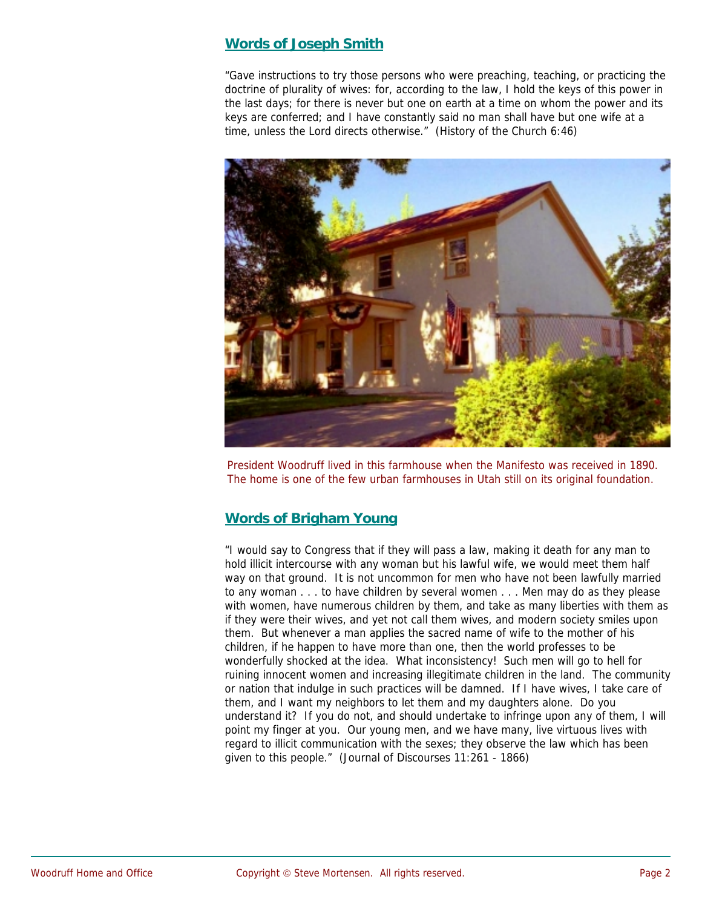## Words of Joseph Smith

"Gave instructions to try those persons who were preaching, teaching, or practicing the doctrine of plurality of wives: for, according to the law, I hold the keys of this power in the last days; for there is never but one on earth at a time on whom the power and its keys are conferred; and I have constantly said no man shall have but one wife at a time, unless the Lord directs otherwise." (History of the Church 6:46)

President Woodruff lived in this farmhouse when the Manifesto was received in 1890. The home is one of the few urban farmhouses in Utah still on its original foundation.

## Words of Brigham Young

"I would say to Congress that if they will pass a law, making it death for any man to hold illicit intercourse with any woman but his lawful wife, we would meet them half way on that ground. It is not uncommon for men who have not been lawfully married to any woman . . . to have children by several women . . . Men may do as they please with women, have numerous children by them, and take as many liberties with them as if they were their wives, and yet not call them wives, and modern society smiles upon them. But whenever a man applies the sacred name of wife to the mother of his children, if he happen to have more than one, then the world professes to be wonderfully shocked at the idea. What inconsistency! Such men will go to hell for ruining innocent women and increasing illegitimate children in the land. The community or nation that indulge in such practices will be damned. If I have wives, I take care of them, and I want my neighbors to let them and my daughters alone. Do you understand it? If you do not, and should undertake to infringe upon any of them, I will point my finger at you. Our young men, and we have many, live virtuous lives with regard to illicit communication with the sexes; they observe the law which has been given to this people." (Journal of Discourses 11:261 - 1866)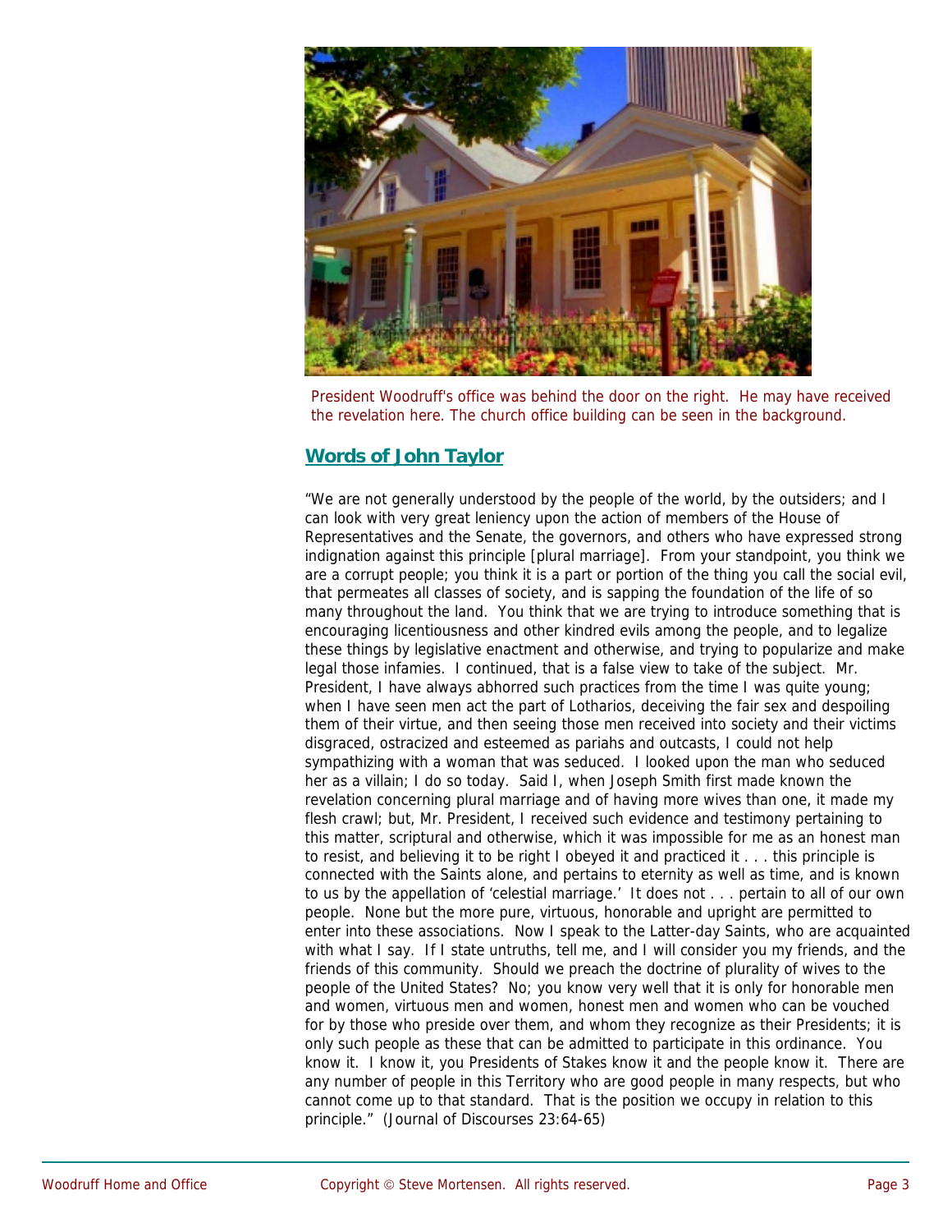President Woodruff's office was behind the door on the right. He may have received the revelation here. The church office building can be seen in the background.

## Words of John Taylor

"We are not generally understood by the people of the world, by the outsiders; and I can look with very great leniency upon the action of members of the House of Representatives and the Senate, the governors, and others who have expressed strong indignation against this principle [plural marriage]. From your standpoint, you think we are a corrupt people; you think it is a part or portion of the thing you call the social evil, that permeates all classes of society, and is sapping the foundation of the life of so many throughout the land. You think that we are trying to introduce something that is encouraging licentiousness and other kindred evils among the people, and to legalize these things by legislative enactment and otherwise, and trying to popularize and make legal those infamies. I continued, that is a false view to take of the subject. Mr. President, I have always abhorred such practices from the time I was quite young; when I have seen men act the part of Lotharios, deceiving the fair sex and despoiling them of their virtue, and then seeing those men received into society and their victims disgraced, ostracized and esteemed as pariahs and outcasts, I could not help sympathizing with a woman that was seduced. I looked upon the man who seduced her as a villain; I do so today. Said I, when Joseph Smith first made known the revelation concerning plural marriage and of having more wives than one, it made my flesh crawl; but, Mr. President, I received such evidence and testimony pertaining to this matter, scriptural and otherwise, which it was impossible for me as an honest man to resist, and believing it to be right I obeyed it and practiced it . . . this principle is connected with the Saints alone, and pertains to eternity as well as time, and is known to us by the appellation of 'celestial marriage.' It does not . . . pertain to all of our own people. None but the more pure, virtuous, honorable and upright are permitted to enter into these associations. Now I speak to the Latter-day Saints, who are acquainted with what I say. If I state untruths, tell me, and I will consider you my friends, and the friends of this community. Should we preach the doctrine of plurality of wives to the people of the United States? No; you know very well that it is only for honorable men and women, virtuous men and women, honest men and women who can be vouched for by those who preside over them, and whom they recognize as their Presidents; it is only such people as these that can be admitted to participate in this ordinance. You know it. I know it, you Presidents of Stakes know it and the people know it. There are any number of people in this Territory who are good people in many respects, but who cannot come up to that standard. That is the position we occupy in relation to this principle." (Journal of Discourses 23:64-65)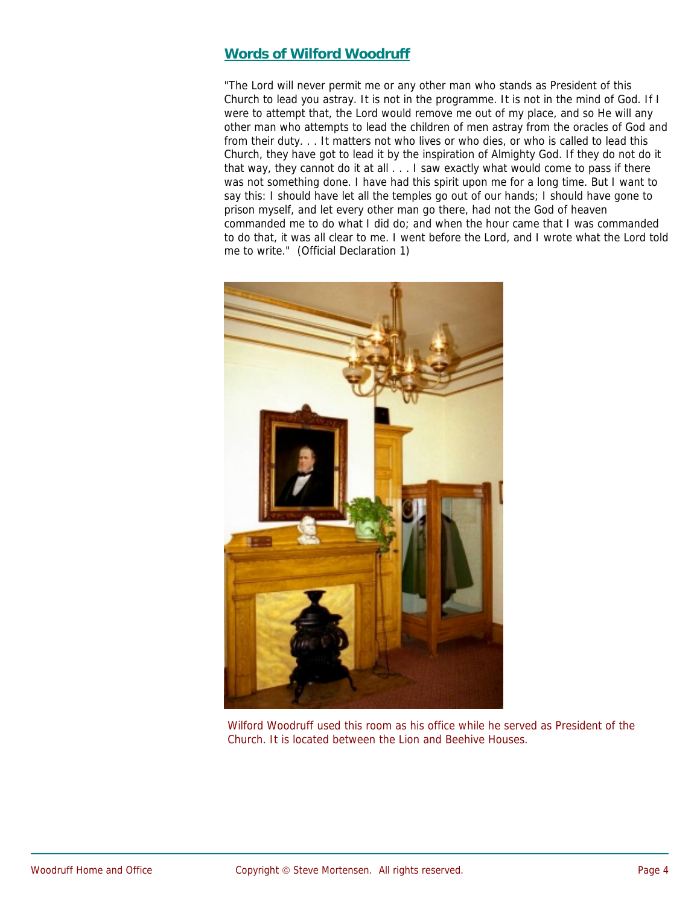## Words of Wilford Woodruff

"The Lord will never permit me or any other man who stands as President of this Church to lead you astray. It is not in the programme. It is not in the mind of God. If I were to attempt that, the Lord would remove me out of my place, and so He will any other man who attempts to lead the children of men astray from the oracles of God and from their duty. . . It matters not who lives or who dies, or who is called to lead this Church, they have got to lead it by the inspiration of Almighty God. If they do not do it that way, they cannot do it at all . . . I saw exactly what would come to pass if there was not something done. I have had this spirit upon me for a long time. But I want to say this: I should have let all the temples go out of our hands; I should have gone to prison myself, and let every other man go there, had not the God of heaven commanded me to do what I did do; and when the hour came that I was commanded to do that, it was all clear to me. I went before the Lord, and I wrote what the Lord told me to write." (Official Declaration 1)

Wilford Woodruff used this room as his office while he served as President of the Church. It is located between the Lion and Beehive Houses.